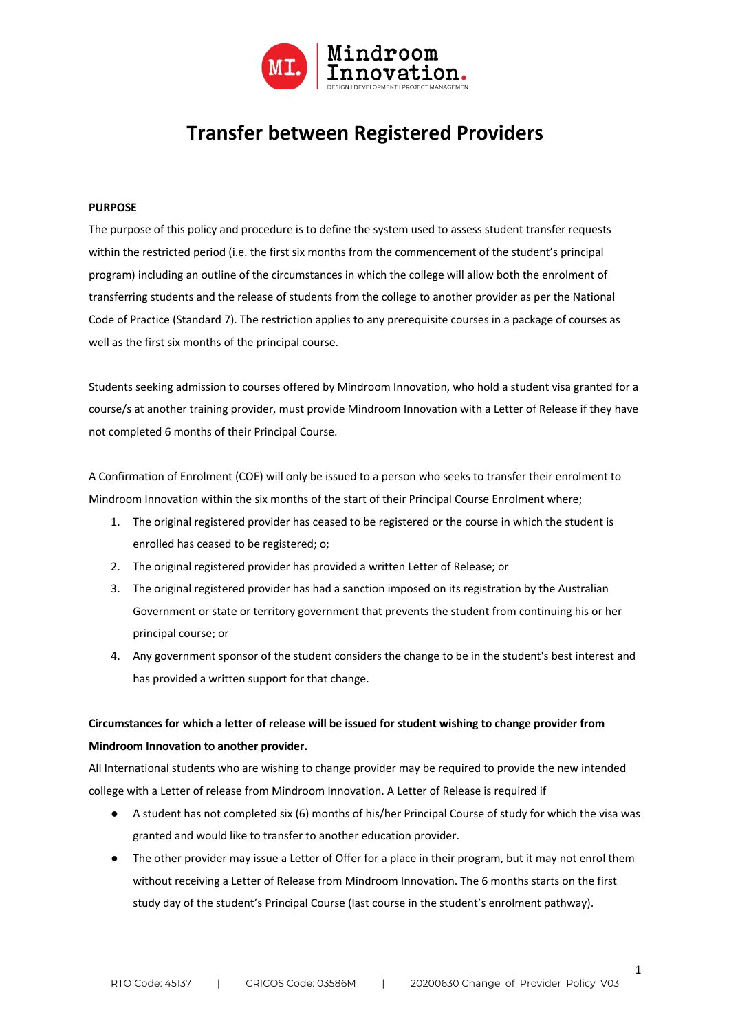# Transfer between Registered Providers

**PURPOSE**

The purpose of this policy and procedure is to define the system used to assess student transfer requests within the restricted period (i.e. the first six months from the commencement of the student's principal program) including an outline of the circumstances in which the college will allow both the enrolment of transferring students and the release of students from the college to another provider as per the National Code of Practice (Standard 7). The restriction applies to any prerequisite courses in a package of courses as well as the first six months of the principal course.

Students seeking admission to courses offered by Mindroom Innovation, who hold a student visa granted for a course/s at another training provider, must provide Mindroom Innovation with a Letter of Release if they have not completed 6 months of their Principal Course.

A Confirmation of Enrolment (COE) will only be issued to a person who seeks to transfer their enrolment to Mindroom Innovation within the six months of the start of their Principal Course Enrolment where;

1. The original registered provider has ceased to be registered or the course in which the student is enrolled has ceased to be registered; o;
2. The original registered provider has provided a written Letter of Release; or
3. The original registered provider has had a sanction imposed on its registration by the Australian Government or state or territory government that prevents the student from continuing his or her principal course; or
4. Any government sponsor of the student considers the change to be in the student's best interest and has provided a written support for that change.

**Circumstances for which a letter of release will be issued for student wishing to change provider from Mindroom Innovation to another provider.**

All International students who are wishing to change provider may be required to provide the new intended college with a Letter of release from Mindroom Innovation. A Letter of Release is required if

- A student has not completed six (6) months of his/her Principal Course of study for which the visa was granted and would like to transfer to another education provider.
- The other provider may issue a Letter of Offer for a place in their program, but it may not enrol them without receiving a Letter of Release from Mindroom Innovation. The 6 months starts on the first study day of the student's Principal Course (last course in the student's enrolment pathway).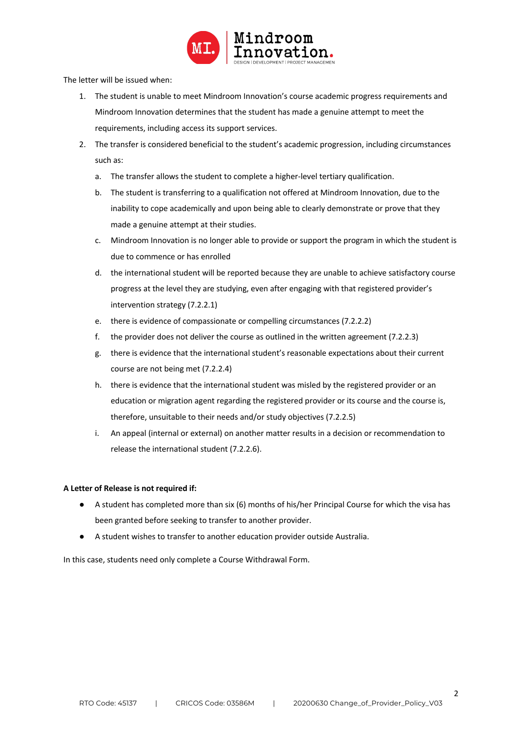The letter will be issued when:

1. The student is unable to meet Mindroom Innovation's course academic progress requirements and Mindroom Innovation determines that the student has made a genuine attempt to meet the requirements, including access its support services.
2. The transfer is considered beneficial to the student's academic progression, including circumstances such as:
   a. The transfer allows the student to complete a higher-level tertiary qualification.
   b. The student is transferring to a qualification not offered at Mindroom Innovation, due to the inability to cope academically and upon being able to clearly demonstrate or prove that they made a genuine attempt at their studies.
   c. Mindroom Innovation is no longer able to provide or support the program in which the student is due to commence or has enrolled
   d. the international student will be reported because they are unable to achieve satisfactory course progress at the level they are studying, even after engaging with that registered provider's intervention strategy (7.2.2.1)
   e. there is evidence of compassionate or compelling circumstances (7.2.2.2)
   f. the provider does not deliver the course as outlined in the written agreement (7.2.2.3)
   g. there is evidence that the international student's reasonable expectations about their current course are not being met (7.2.2.4)
   h. there is evidence that the international student was misled by the registered provider or an education or migration agent regarding the registered provider or its course and the course is, therefore, unsuitable to their needs and/or study objectives (7.2.2.5)
   i. An appeal (internal or external) on another matter results in a decision or recommendation to release the international student (7.2.2.6).

**A Letter of Release is not required if:**

- A student has completed more than six (6) months of his/her Principal Course for which the visa has been granted before seeking to transfer to another provider.
- A student wishes to transfer to another education provider outside Australia.

In this case, students need only complete a Course Withdrawal Form.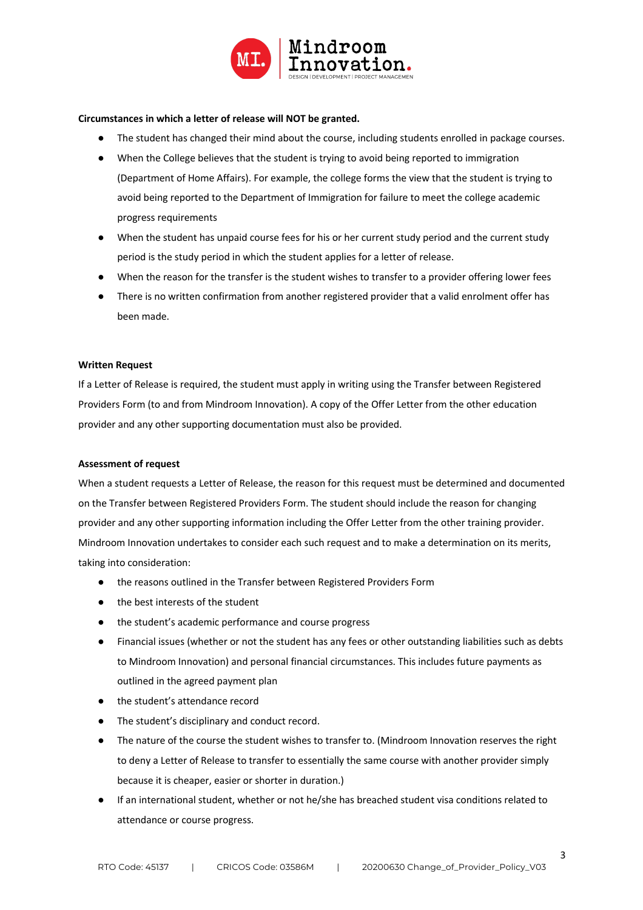**Circumstances in which a letter of release will NOT be granted.**

- The student has changed their mind about the course, including students enrolled in package courses.
- When the College believes that the student is trying to avoid being reported to immigration (Department of Home Affairs). For example, the college forms the view that the student is trying to avoid being reported to the Department of Immigration for failure to meet the college academic progress requirements
- When the student has unpaid course fees for his or her current study period and the current study period is the study period in which the student applies for a letter of release.
- When the reason for the transfer is the student wishes to transfer to a provider offering lower fees
- There is no written confirmation from another registered provider that a valid enrolment offer has been made.

**Written Request**

If a Letter of Release is required, the student must apply in writing using the Transfer between Registered Providers Form (to and from Mindroom Innovation). A copy of the Offer Letter from the other education provider and any other supporting documentation must also be provided.

**Assessment of request**

When a student requests a Letter of Release, the reason for this request must be determined and documented on the Transfer between Registered Providers Form. The student should include the reason for changing provider and any other supporting information including the Offer Letter from the other training provider. Mindroom Innovation undertakes to consider each such request and to make a determination on its merits, taking into consideration:

- the reasons outlined in the Transfer between Registered Providers Form
- the best interests of the student
- the student's academic performance and course progress
- Financial issues (whether or not the student has any fees or other outstanding liabilities such as debts to Mindroom Innovation) and personal financial circumstances. This includes future payments as outlined in the agreed payment plan
- the student's attendance record
- The student's disciplinary and conduct record.
- The nature of the course the student wishes to transfer to. (Mindroom Innovation reserves the right to deny a Letter of Release to transfer to essentially the same course with another provider simply because it is cheaper, easier or shorter in duration.)
- If an international student, whether or not he/she has breached student visa conditions related to attendance or course progress.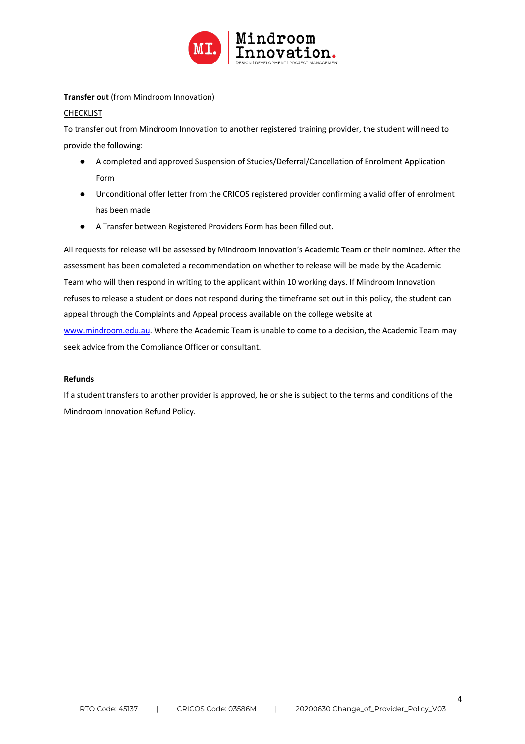**Transfer out** (from Mindroom Innovation)

CHECKLIST

To transfer out from Mindroom Innovation to another registered training provider, the student will need to provide the following:

- A completed and approved Suspension of Studies/Deferral/Cancellation of Enrolment Application Form
- Unconditional offer letter from the CRICOS registered provider confirming a valid offer of enrolment has been made
- A Transfer between Registered Providers Form has been filled out.

All requests for release will be assessed by Mindroom Innovation's Academic Team or their nominee. After the assessment has been completed a recommendation on whether to release will be made by the Academic Team who will then respond in writing to the applicant within 10 working days. If Mindroom Innovation refuses to release a student or does not respond during the timeframe set out in this policy, the student can appeal through the Complaints and Appeal process available on the college website at www.mindroom.edu.au. Where the Academic Team is unable to come to a decision, the Academic Team may seek advice from the Compliance Officer or consultant.

**Refunds**

If a student transfers to another provider is approved, he or she is subject to the terms and conditions of the Mindroom Innovation Refund Policy.